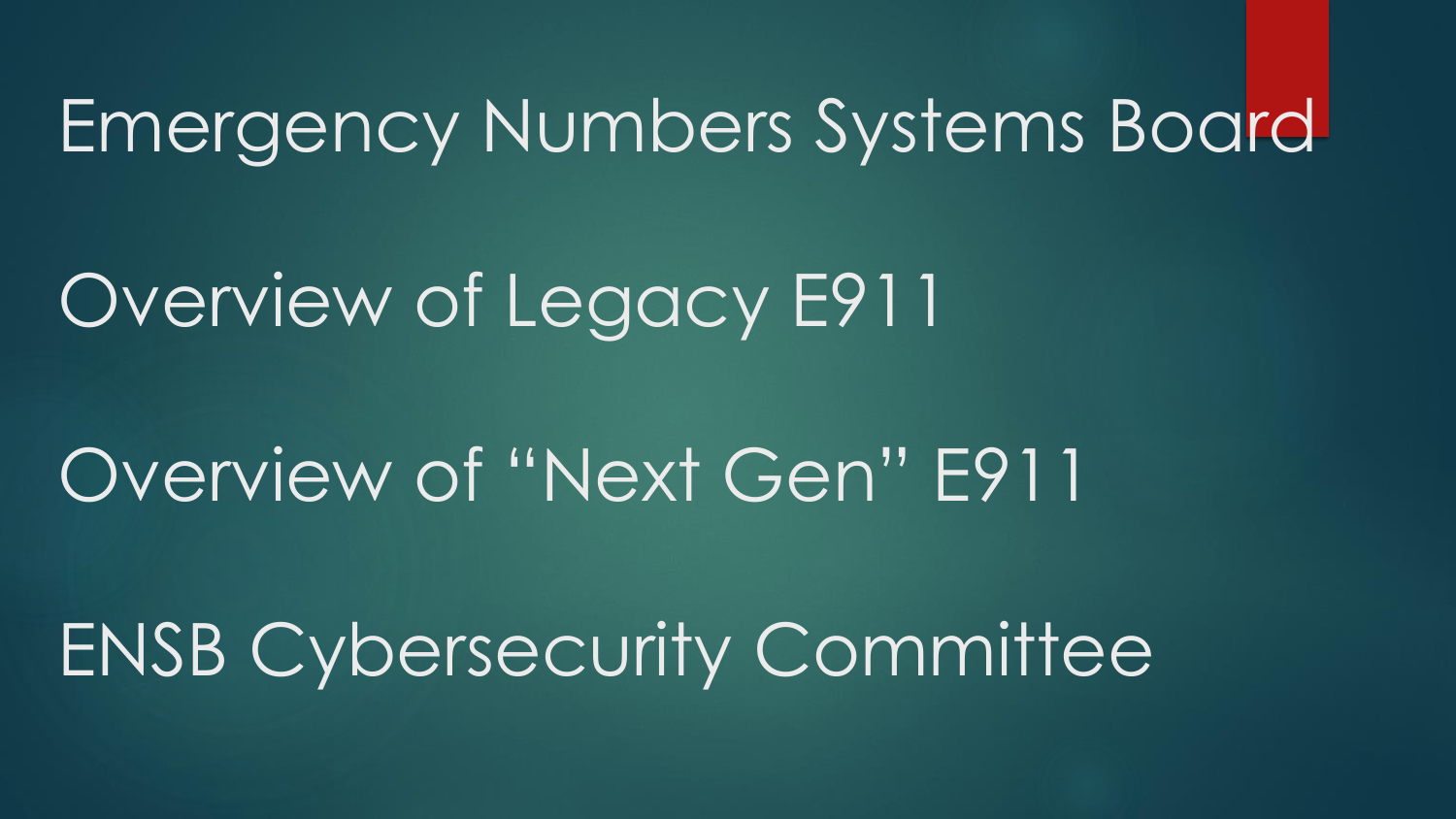Emergency Numbers Systems Board

Overview of Legacy E911

Overview of “Next Gen” E911

ENSB Cybersecurity Committee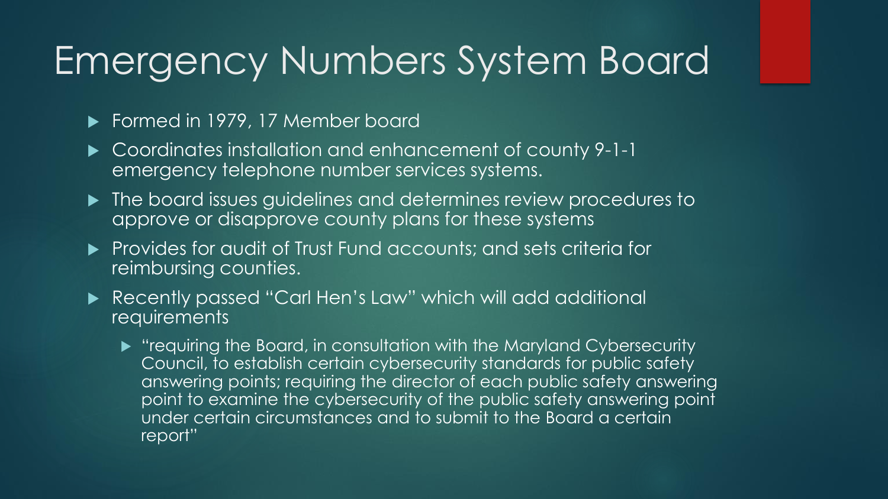# Emergency Numbers System Board

- Formed in 1979, 17 Member board
- Coordinates installation and enhancement of county 9-1-1 emergency telephone number services systems.
- The board issues guidelines and determines review procedures to approve or disapprove county plans for these systems
- Provides for audit of Trust Fund accounts; and sets criteria for reimbursing counties.
- Recently passed "Carl Hen's Law" which will add additional requirements
  - "requiring the Board, in consultation with the Maryland Cybersecurity Council, to establish certain cybersecurity standards for public safety answering points; requiring the director of each public safety answering point to examine the cybersecurity of the public safety answering point under certain circumstances and to submit to the Board a certain report"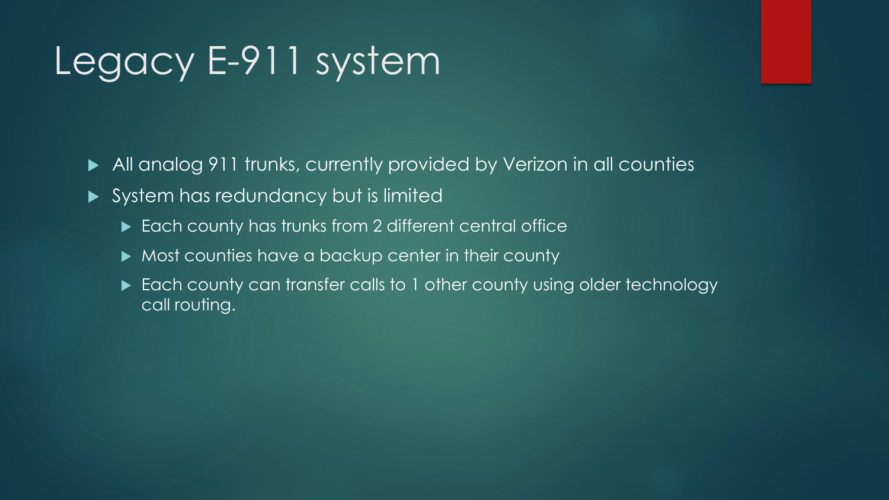# Legacy E-911 system

- All analog 911 trunks, currently provided by Verizon in all counties
- System has redundancy but is limited
  - Each county has trunks from 2 different central office
  - Most counties have a backup center in their county
  - Each county can transfer calls to 1 other county using older technology call routing.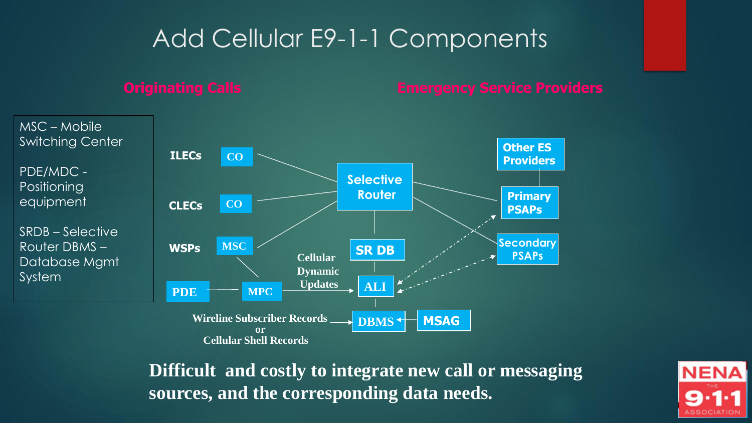# Add Cellular E9-1-1 Components

MSC – Mobile Switching Center

PDE/MDC - Positioning equipment

SRDB – Selective Router DBMS – Database Mgmt System

**Originating Calls**

**Emergency Service Providers**

ILECs CO

CLECs CO

WSPs MSC

PDE MPC

Selective Router

SR DB

Cellular Dynamic Updates

ALI

Wireline Subscriber Records or Cellular Shell Records

DBMS

MSAG

Other ES Providers

Primary PSAPs

Secondary PSAPs

**Difficult and costly to integrate new call or messaging sources, and the corresponding data needs.**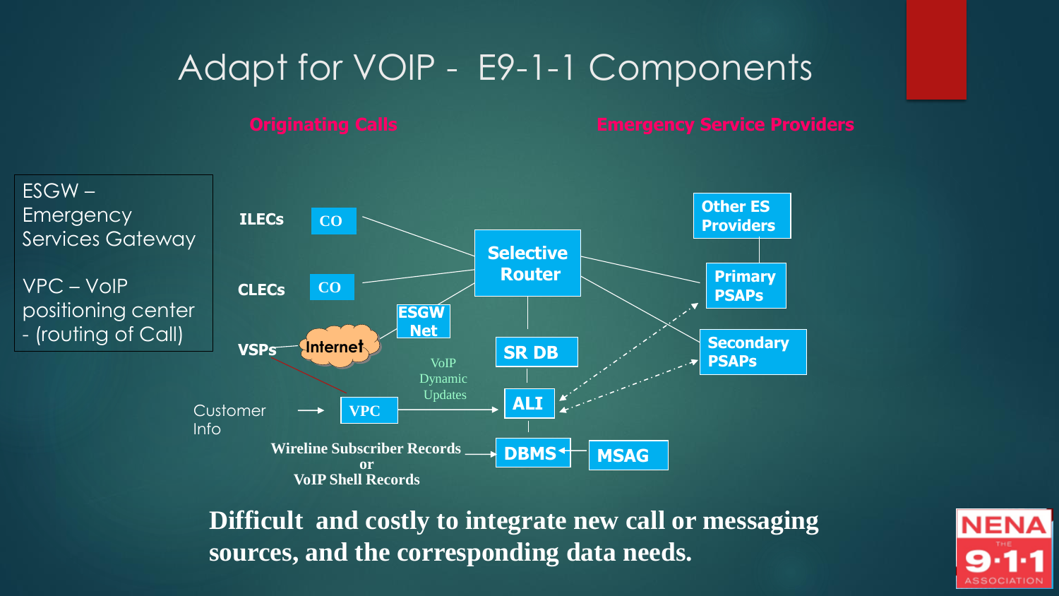# Adapt for VOIP - E9-1-1 Components

**Originating Calls** | **Emergency Service Providers**

ESGW – Emergency Services Gateway

VPC – VoIP positioning center - (routing of Call)

ILECs — CO

CLECs — CO

VSPs — Internet — ESGW Net

Selective Router

SR DB

Other ES Providers

Primary PSAPs

Secondary PSAPs

VoIP Dynamic Updates

Customer Info → VPC → ALI

Wireline Subscriber Records or VoIP Shell Records → DBMS ← MSAG

**Difficult and costly to integrate new call or messaging sources, and the corresponding data needs.**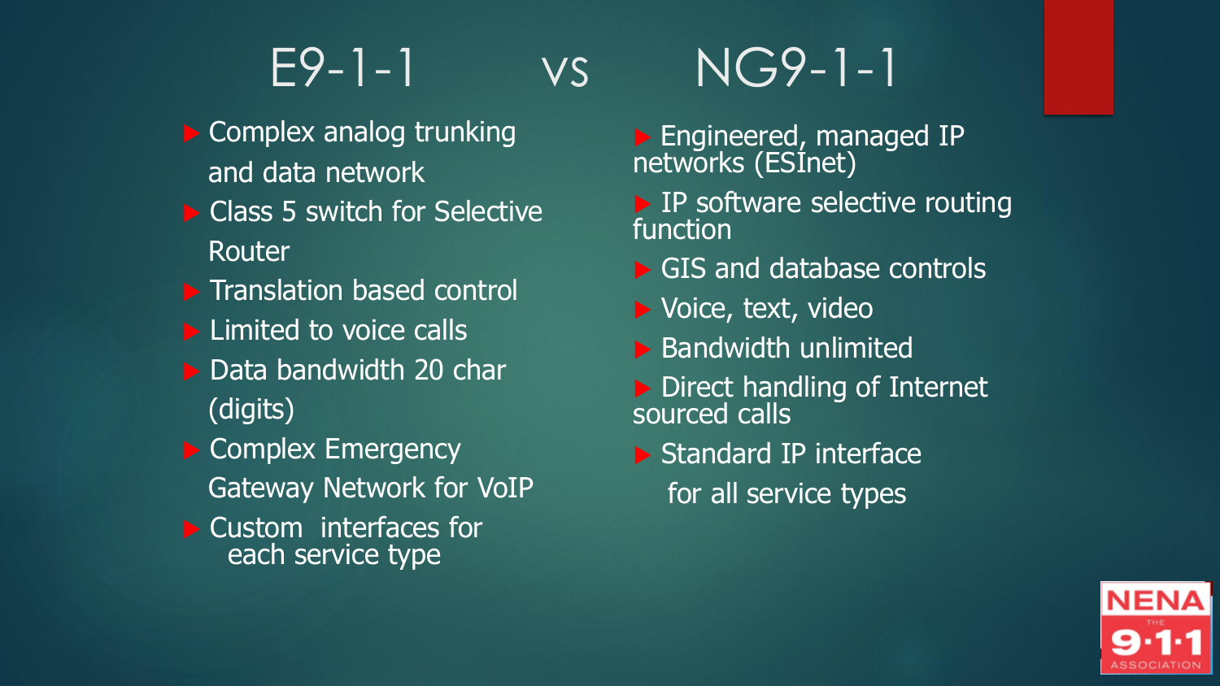# E9-1-1 vs NG9-1-1

## E9-1-1

- Complex analog trunking and data network
- Class 5 switch for Selective Router
- Translation based control
- Limited to voice calls
- Data bandwidth 20 char (digits)
- Complex Emergency Gateway Network for VoIP
- Custom interfaces for each service type

## NG9-1-1

- Engineered, managed IP networks (ESInet)
- IP software selective routing function
- GIS and database controls
- Voice, text, video
- Bandwidth unlimited
- Direct handling of Internet sourced calls
- Standard IP interface for all service types

NENA THE 9-1-1 ASSOCIATION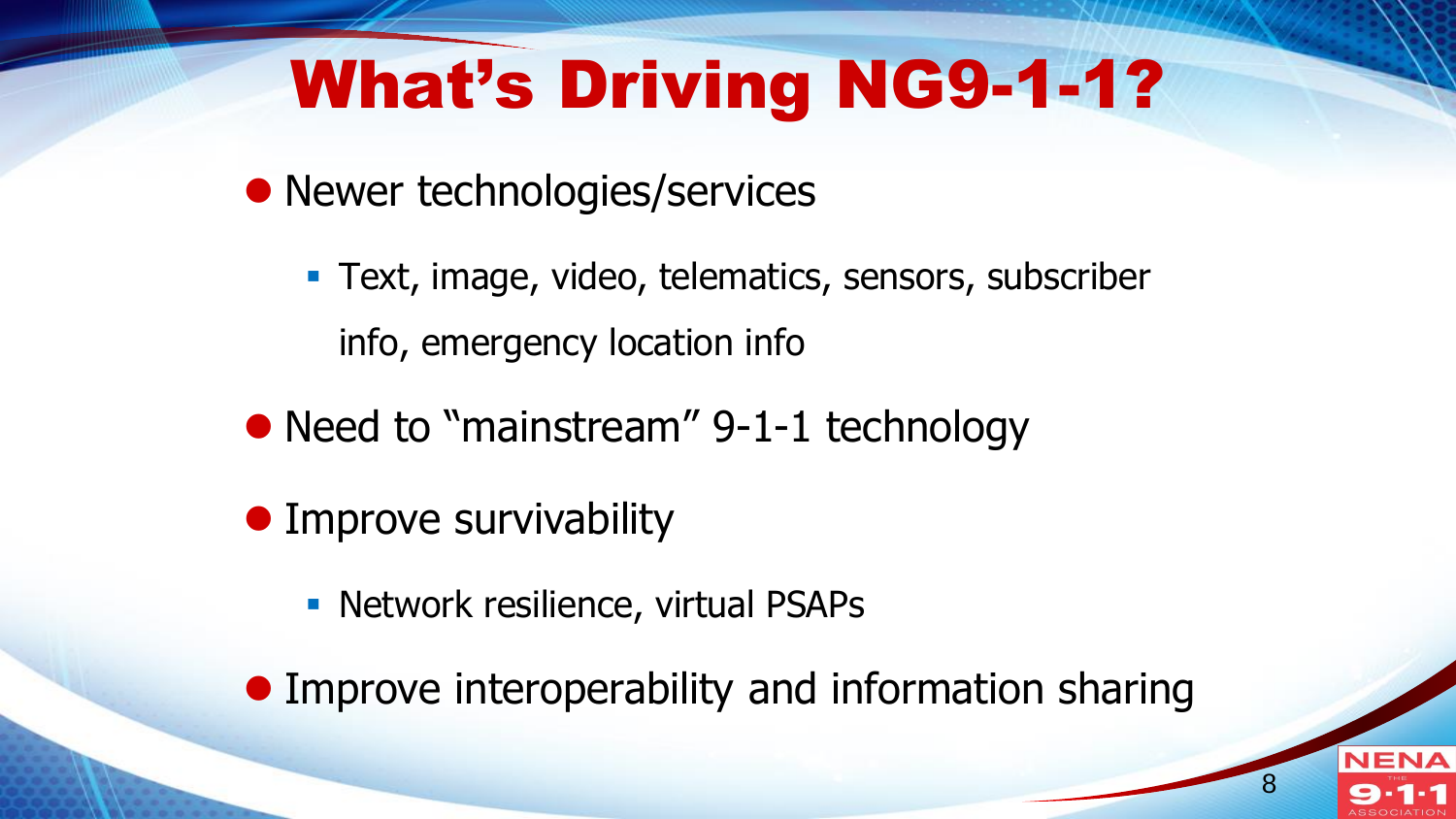# What's Driving NG9-1-1?

- Newer technologies/services
  - Text, image, video, telematics, sensors, subscriber info, emergency location info
- Need to "mainstream" 9-1-1 technology
- Improve survivability
  - Network resilience, virtual PSAPs
- Improve interoperability and information sharing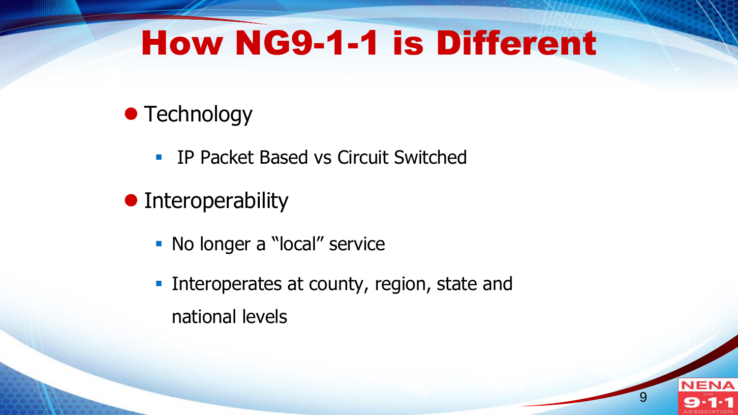# How NG9-1-1 is Different

- Technology
  - IP Packet Based vs Circuit Switched
- Interoperability
  - No longer a "local" service
  - Interoperates at county, region, state and national levels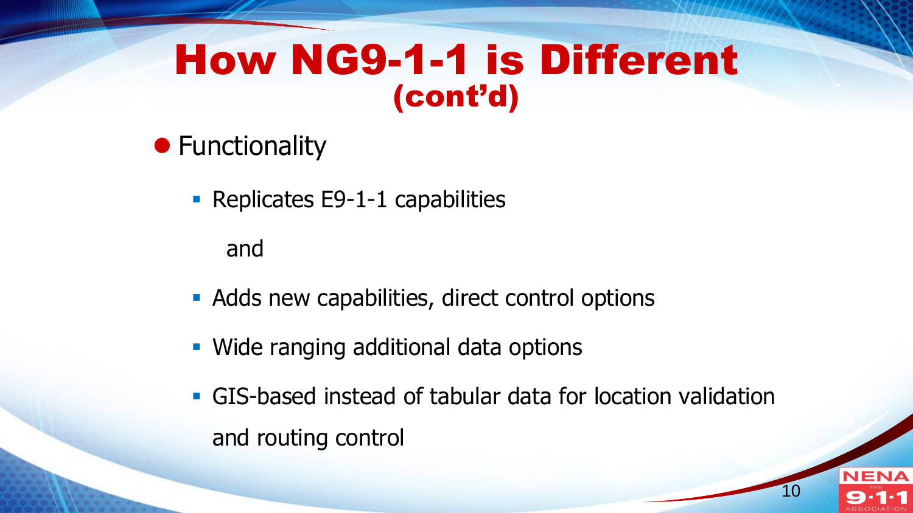# How NG9-1-1 is Different (cont'd)

- Functionality
  - Replicates E9-1-1 capabilities

    and

  - Adds new capabilities, direct control options
  - Wide ranging additional data options
  - GIS-based instead of tabular data for location validation and routing control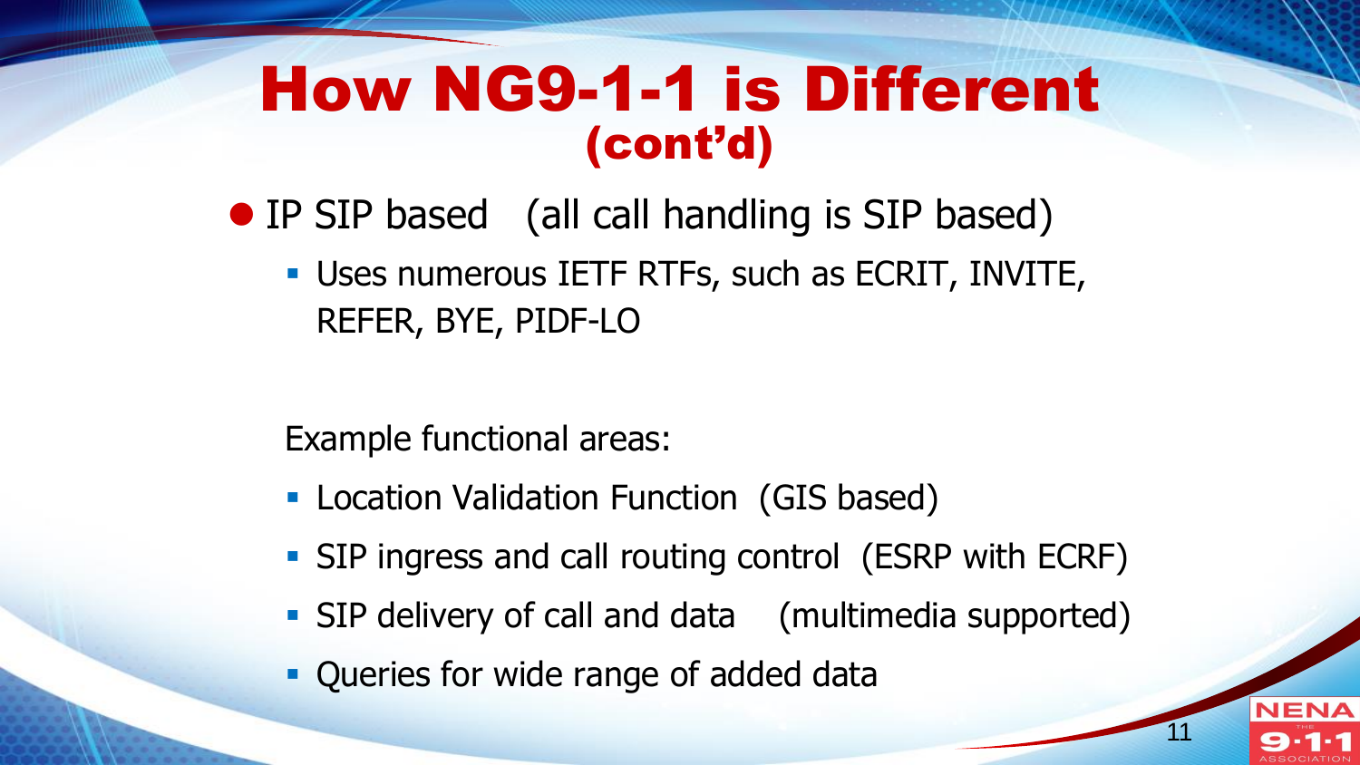# How NG9-1-1 is Different (cont'd)

- IP SIP based (all call handling is SIP based)
  - Uses numerous IETF RTFs, such as ECRIT, INVITE, REFER, BYE, PIDF-LO

Example functional areas:

- Location Validation Function (GIS based)
- SIP ingress and call routing control (ESRP with ECRF)
- SIP delivery of call and data (multimedia supported)
- Queries for wide range of added data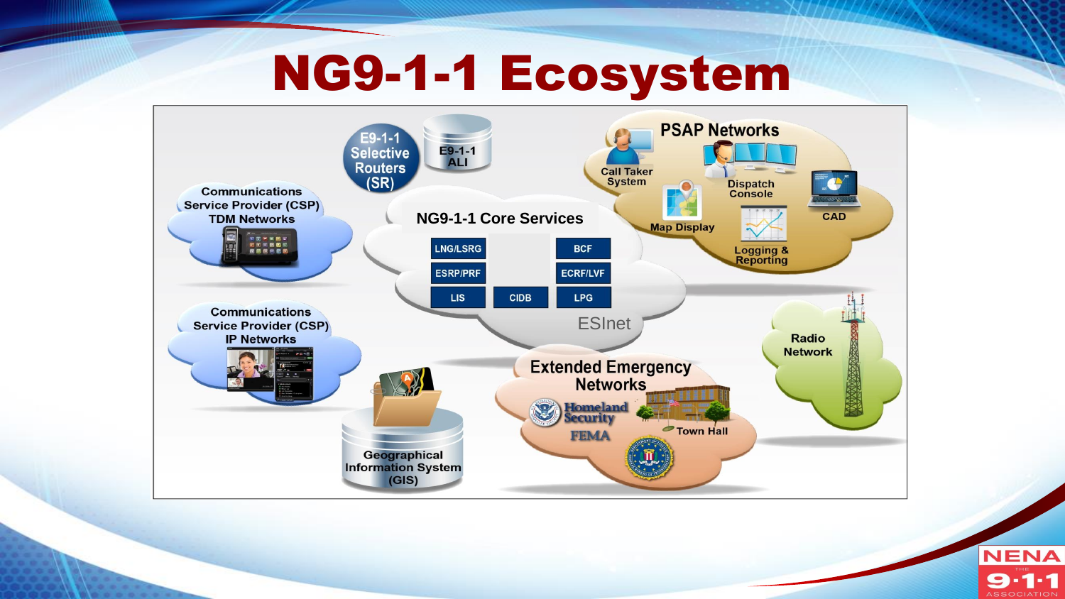# NG9-1-1 Ecosystem

E9-1-1 Selective Routers (SR)

E9-1-1 ALI

Communications Service Provider (CSP) TDM Networks

Communications Service Provider (CSP) IP Networks

NG9-1-1 Core Services

LNG/LSRG | BCF | ESRP/PRF | ECRF/LVF | LIS | CIDB | LPG

ESInet

PSAP Networks

Call Taker System

Dispatch Console

CAD

Map Display

Logging & Reporting

Radio Network

Extended Emergency Networks

Homeland Security

FEMA

Town Hall

Geographical Information System (GIS)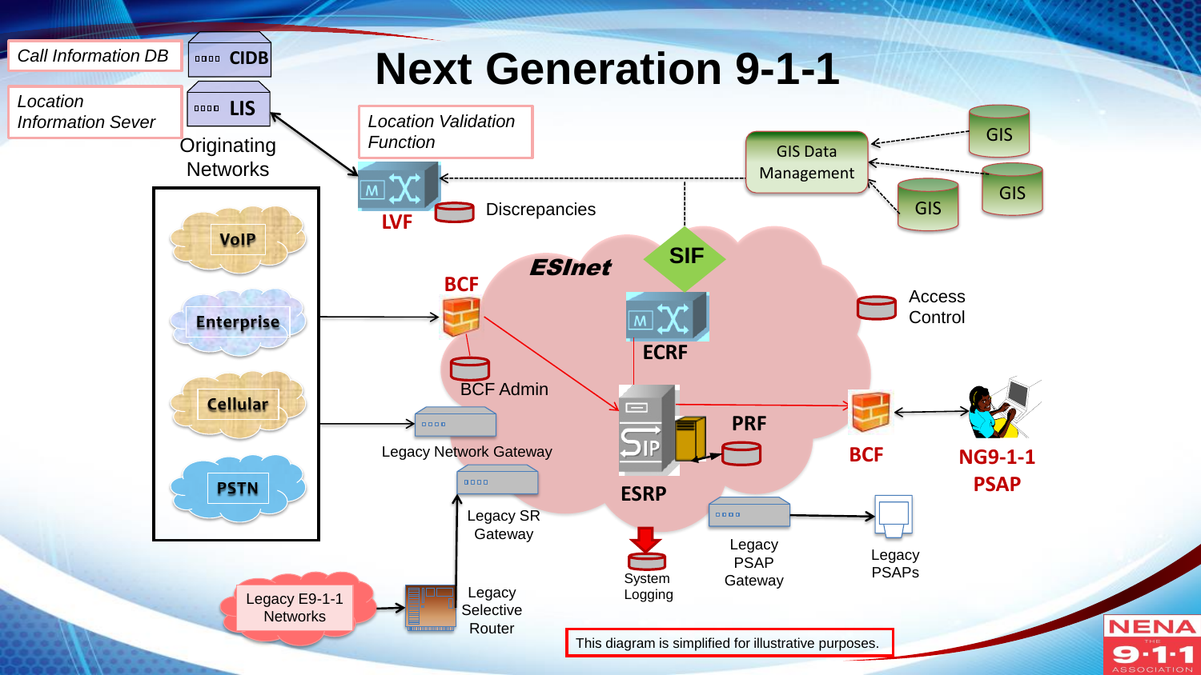# Next Generation 9-1-1

*Call Information DB* — CIDB

*Location Information Sever* — LIS

Originating Networks

- VoIP
- Enterprise
- Cellular
- PSTN

*Location Validation Function*

LVF

Discrepancies

GIS Data Management

GIS

GIS

GIS

ESInet

SIF

BCF

BCF Admin

ECRF

Access Control

Legacy Network Gateway

Legacy SR Gateway

ESRP

PRF

BCF

NG9-1-1 PSAP

Legacy PSAP Gateway

Legacy PSAPs

System Logging

Legacy E9-1-1 Networks

Legacy Selective Router

This diagram is simplified for illustrative purposes.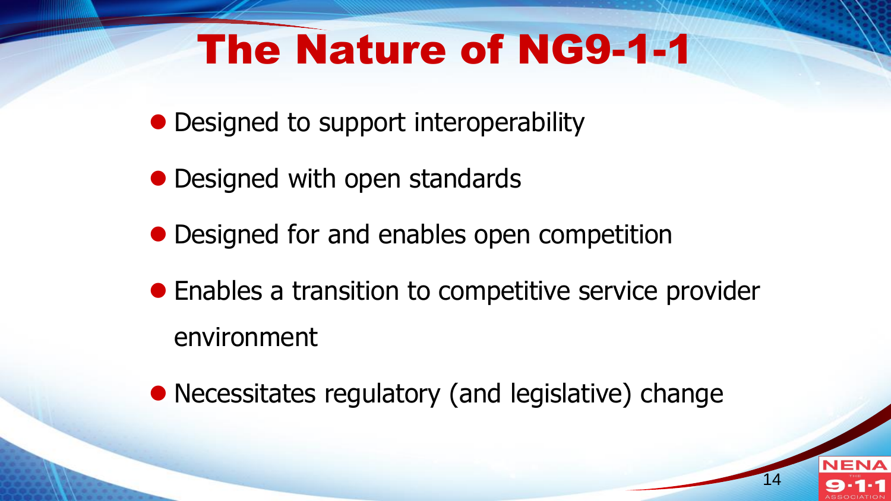# The Nature of NG9-1-1

- Designed to support interoperability
- Designed with open standards
- Designed for and enables open competition
- Enables a transition to competitive service provider environment
- Necessitates regulatory (and legislative) change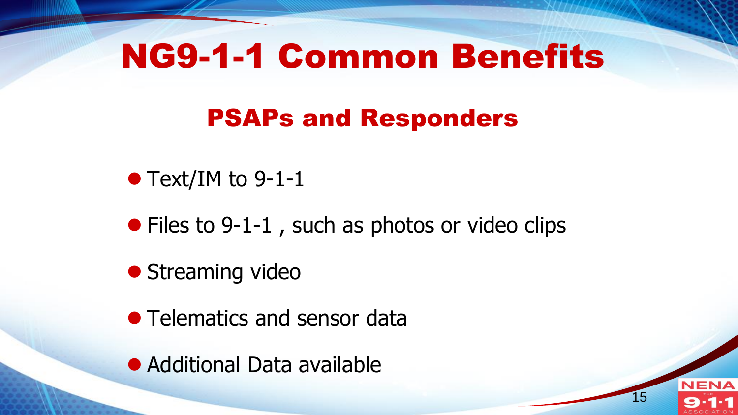# NG9-1-1 Common Benefits

## PSAPs and Responders

- Text/IM to 9-1-1
- Files to 9-1-1 , such as photos or video clips
- Streaming video
- Telematics and sensor data
- Additional Data available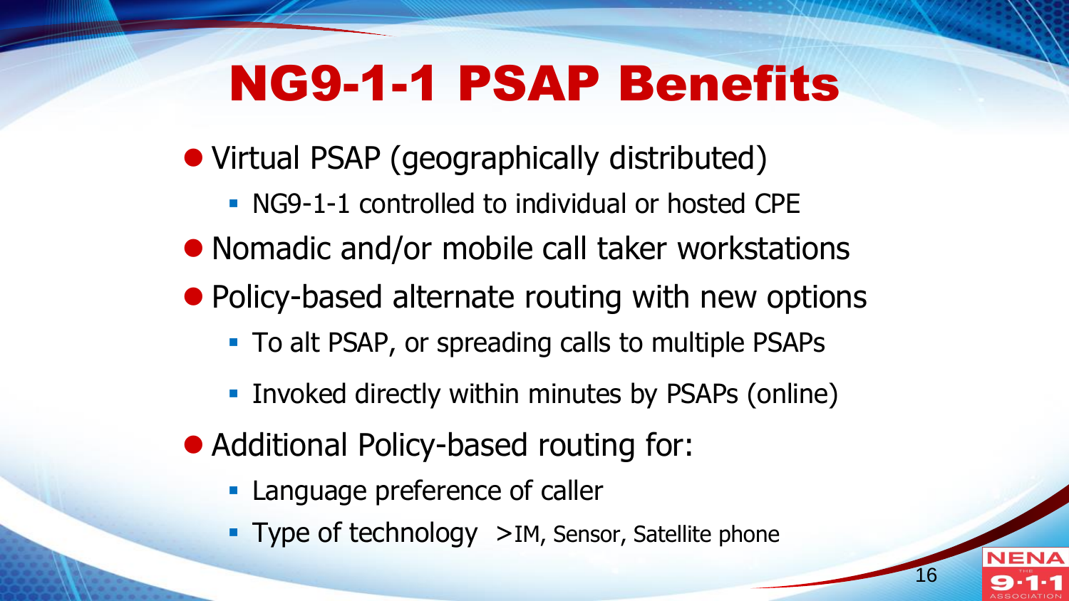# NG9-1-1 PSAP Benefits

- Virtual PSAP (geographically distributed)
  - NG9-1-1 controlled to individual or hosted CPE
- Nomadic and/or mobile call taker workstations
- Policy-based alternate routing with new options
  - To alt PSAP, or spreading calls to multiple PSAPs
  - Invoked directly within minutes by PSAPs (online)
- Additional Policy-based routing for:
  - Language preference of caller
  - Type of technology >IM, Sensor, Satellite phone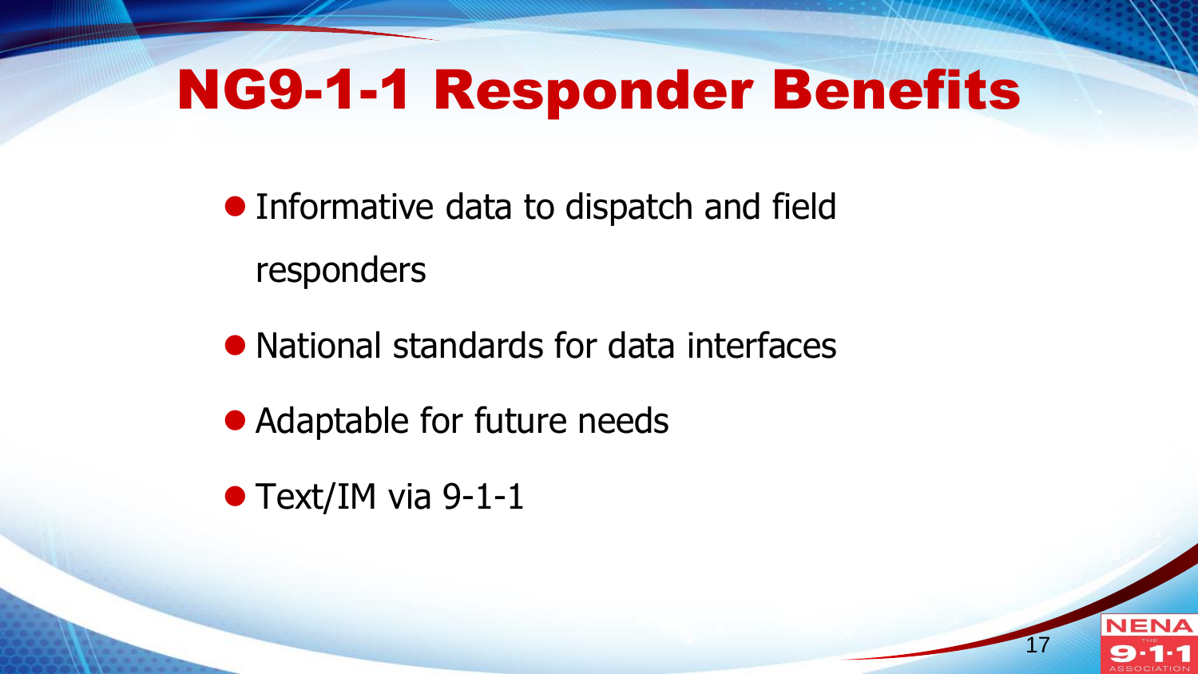# NG9-1-1 Responder Benefits

- Informative data to dispatch and field responders
- National standards for data interfaces
- Adaptable for future needs
- Text/IM via 9-1-1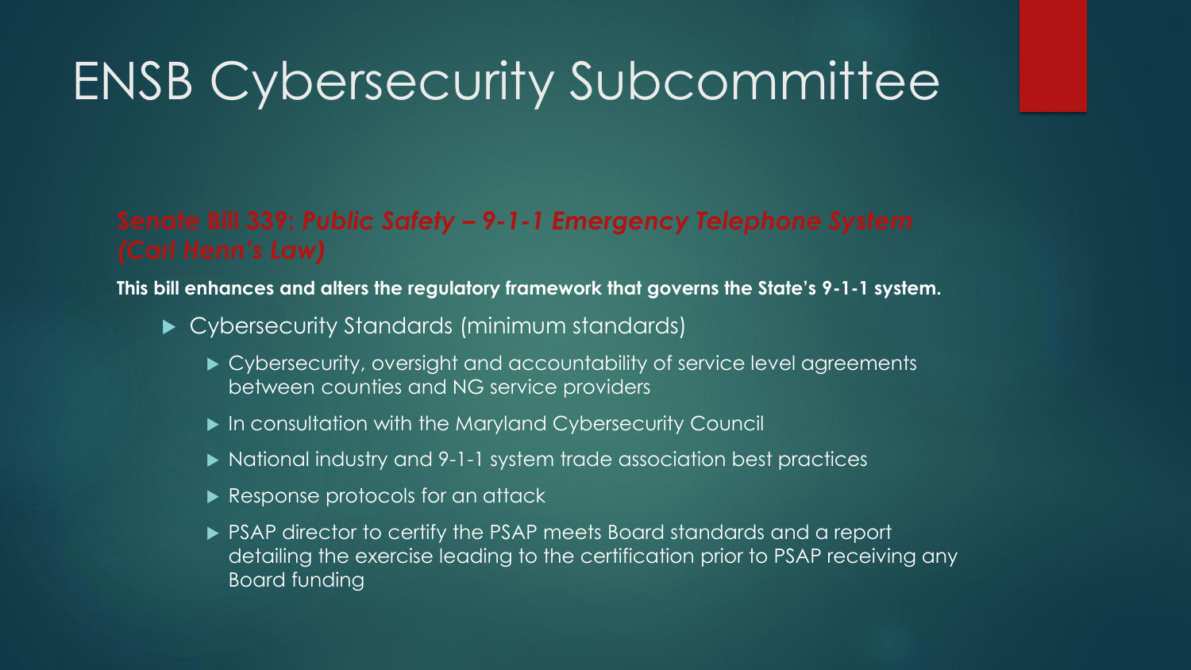# ENSB Cybersecurity Subcommittee

**Senate Bill 339: *Public Safety – 9-1-1 Emergency Telephone System (Carl Henn's Law)***

**This bill enhances and alters the regulatory framework that governs the State's 9-1-1 system.**

- Cybersecurity Standards (minimum standards)
  - Cybersecurity, oversight and accountability of service level agreements between counties and NG service providers
  - In consultation with the Maryland Cybersecurity Council
  - National industry and 9-1-1 system trade association best practices
  - Response protocols for an attack
  - PSAP director to certify the PSAP meets Board standards and a report detailing the exercise leading to the certification prior to PSAP receiving any Board funding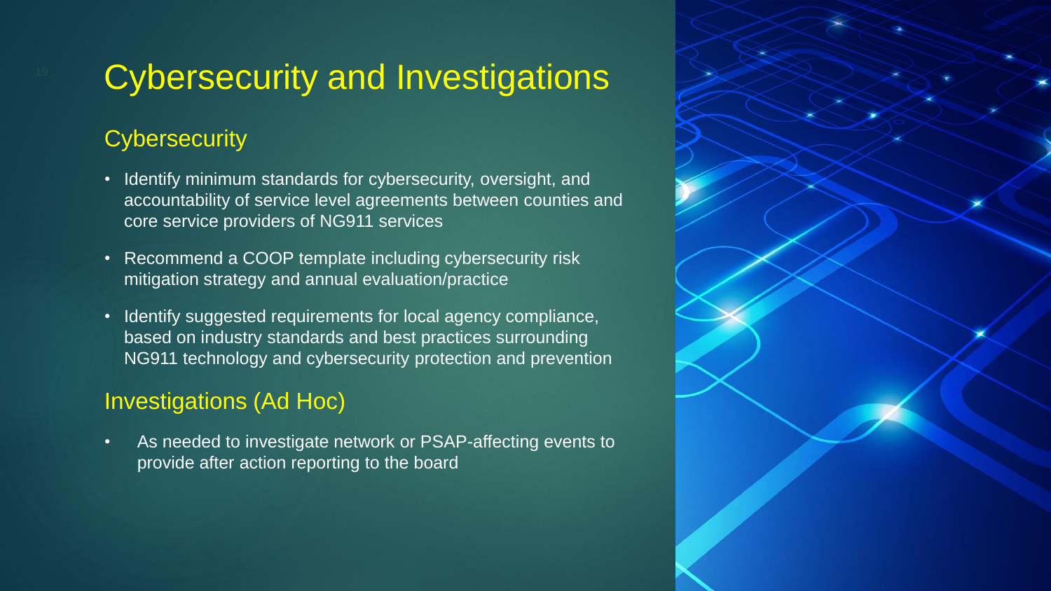# Cybersecurity and Investigations

## Cybersecurity

- Identify minimum standards for cybersecurity, oversight, and accountability of service level agreements between counties and core service providers of NG911 services
- Recommend a COOP template including cybersecurity risk mitigation strategy and annual evaluation/practice
- Identify suggested requirements for local agency compliance, based on industry standards and best practices surrounding NG911 technology and cybersecurity protection and prevention

## Investigations (Ad Hoc)

- As needed to investigate network or PSAP-affecting events to provide after action reporting to the board